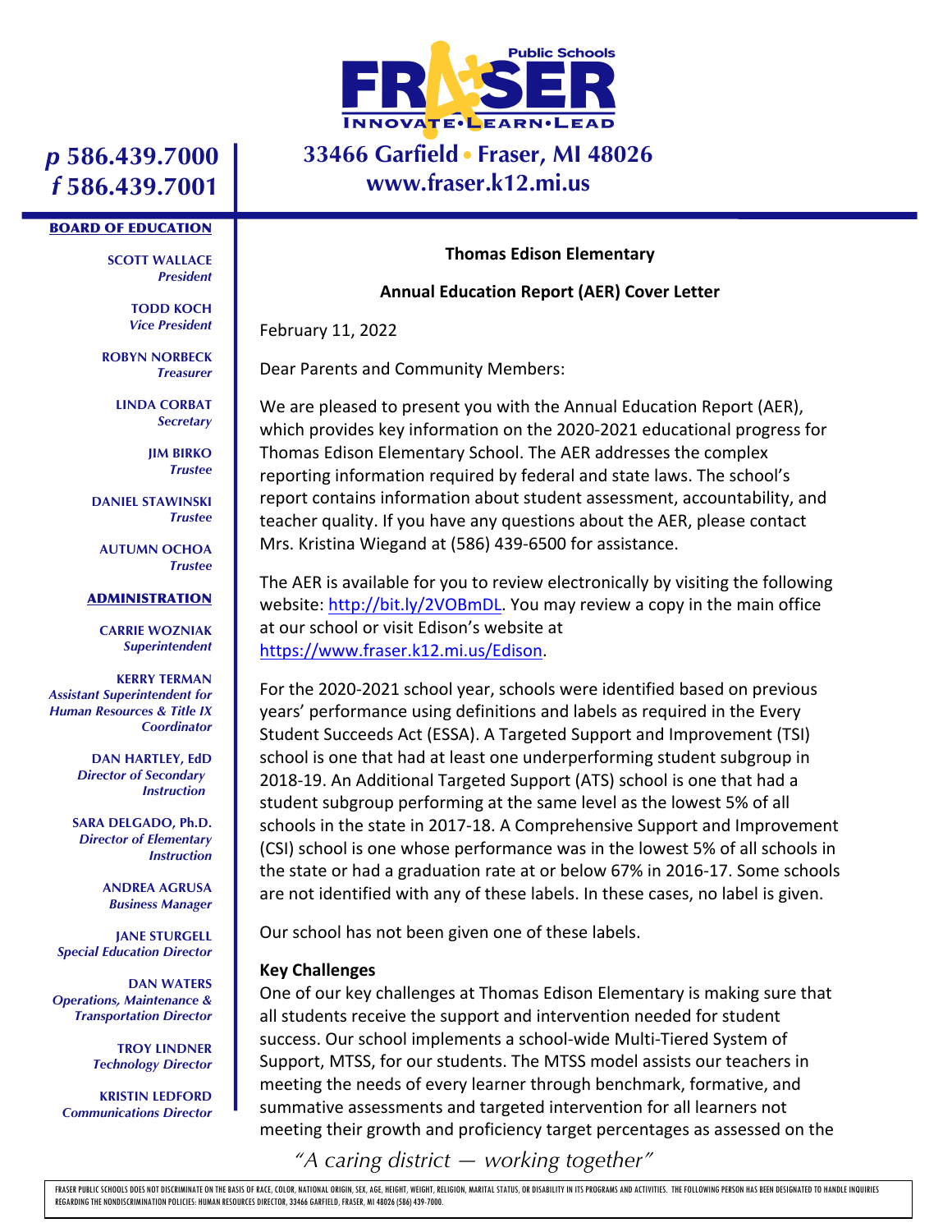Public Schools

# FRASER

INNOVATE•LEARN•LEAD

33466 Garfield • Fraser, MI 48026
www.fraser.k12.mi.us

*p* 586.439.7000
*f* 586.439.7001

**BOARD OF EDUCATION**

**SCOTT WALLACE**
*President*

**TODD KOCH**
*Vice President*

**ROBYN NORBECK**
*Treasurer*

**LINDA CORBAT**
*Secretary*

**JIM BIRKO**
*Trustee*

**DANIEL STAWINSKI**
*Trustee*

**AUTUMN OCHOA**
*Trustee*

**ADMINISTRATION**

**CARRIE WOZNIAK**
*Superintendent*

**KERRY TERMAN**
*Assistant Superintendent for Human Resources & Title IX Coordinator*

**DAN HARTLEY, EdD**
*Director of Secondary Instruction*

**SARA DELGADO, Ph.D.**
*Director of Elementary Instruction*

**ANDREA AGRUSA**
*Business Manager*

**JANE STURGELL**
*Special Education Director*

**DAN WATERS**
*Operations, Maintenance & Transportation Director*

**TROY LINDNER**
*Technology Director*

**KRISTIN LEDFORD**
*Communications Director*

**Thomas Edison Elementary**

**Annual Education Report (AER) Cover Letter**

February 11, 2022

Dear Parents and Community Members:

We are pleased to present you with the Annual Education Report (AER), which provides key information on the 2020-2021 educational progress for Thomas Edison Elementary School. The AER addresses the complex reporting information required by federal and state laws. The school's report contains information about student assessment, accountability, and teacher quality. If you have any questions about the AER, please contact Mrs. Kristina Wiegand at (586) 439-6500 for assistance.

The AER is available for you to review electronically by visiting the following website: http://bit.ly/2VOBmDL. You may review a copy in the main office at our school or visit Edison's website at https://www.fraser.k12.mi.us/Edison.

For the 2020-2021 school year, schools were identified based on previous years' performance using definitions and labels as required in the Every Student Succeeds Act (ESSA). A Targeted Support and Improvement (TSI) school is one that had at least one underperforming student subgroup in 2018-19. An Additional Targeted Support (ATS) school is one that had a student subgroup performing at the same level as the lowest 5% of all schools in the state in 2017-18. A Comprehensive Support and Improvement (CSI) school is one whose performance was in the lowest 5% of all schools in the state or had a graduation rate at or below 67% in 2016-17. Some schools are not identified with any of these labels. In these cases, no label is given.

Our school has not been given one of these labels.

**Key Challenges**

One of our key challenges at Thomas Edison Elementary is making sure that all students receive the support and intervention needed for student success. Our school implements a school-wide Multi-Tiered System of Support, MTSS, for our students. The MTSS model assists our teachers in meeting the needs of every learner through benchmark, formative, and summative assessments and targeted intervention for all learners not meeting their growth and proficiency target percentages as assessed on the

*"A caring district — working together"*

FRASER PUBLIC SCHOOLS DOES NOT DISCRIMINATE ON THE BASIS OF RACE, COLOR, NATIONAL ORIGIN, SEX, AGE, HEIGHT, WEIGHT, RELIGION, MARITAL STATUS, OR DISABILITY IN ITS PROGRAMS AND ACTIVITIES. THE FOLLOWING PERSON HAS BEEN DESIGNATED TO HANDLE INQUIRIES REGARDING THE NONDISCRIMINATION POLICIES: HUMAN RESOURCES DIRECTOR, 33466 GARFIELD, FRASER, MI 48026 (586) 439-7000.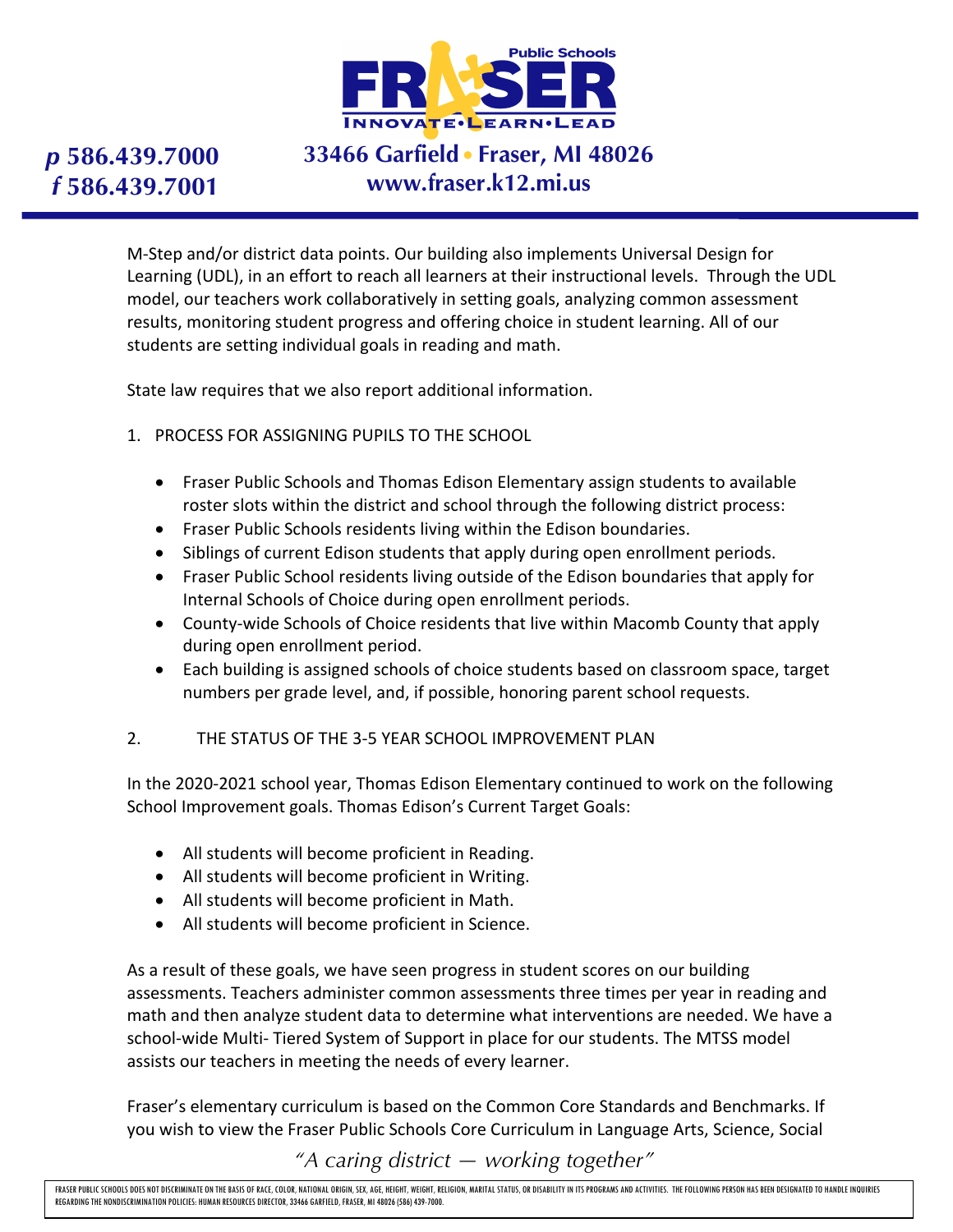M-Step and/or district data points. Our building also implements Universal Design for Learning (UDL), in an effort to reach all learners at their instructional levels. Through the UDL model, our teachers work collaboratively in setting goals, analyzing common assessment results, monitoring student progress and offering choice in student learning. All of our students are setting individual goals in reading and math.

State law requires that we also report additional information.

1. PROCESS FOR ASSIGNING PUPILS TO THE SCHOOL

- Fraser Public Schools and Thomas Edison Elementary assign students to available roster slots within the district and school through the following district process:
- Fraser Public Schools residents living within the Edison boundaries.
- Siblings of current Edison students that apply during open enrollment periods.
- Fraser Public School residents living outside of the Edison boundaries that apply for Internal Schools of Choice during open enrollment periods.
- County-wide Schools of Choice residents that live within Macomb County that apply during open enrollment period.
- Each building is assigned schools of choice students based on classroom space, target numbers per grade level, and, if possible, honoring parent school requests.

2. THE STATUS OF THE 3-5 YEAR SCHOOL IMPROVEMENT PLAN

In the 2020-2021 school year, Thomas Edison Elementary continued to work on the following School Improvement goals. Thomas Edison's Current Target Goals:

- All students will become proficient in Reading.
- All students will become proficient in Writing.
- All students will become proficient in Math.
- All students will become proficient in Science.

As a result of these goals, we have seen progress in student scores on our building assessments. Teachers administer common assessments three times per year in reading and math and then analyze student data to determine what interventions are needed. We have a school-wide Multi- Tiered System of Support in place for our students. The MTSS model assists our teachers in meeting the needs of every learner.

Fraser's elementary curriculum is based on the Common Core Standards and Benchmarks. If you wish to view the Fraser Public Schools Core Curriculum in Language Arts, Science, Social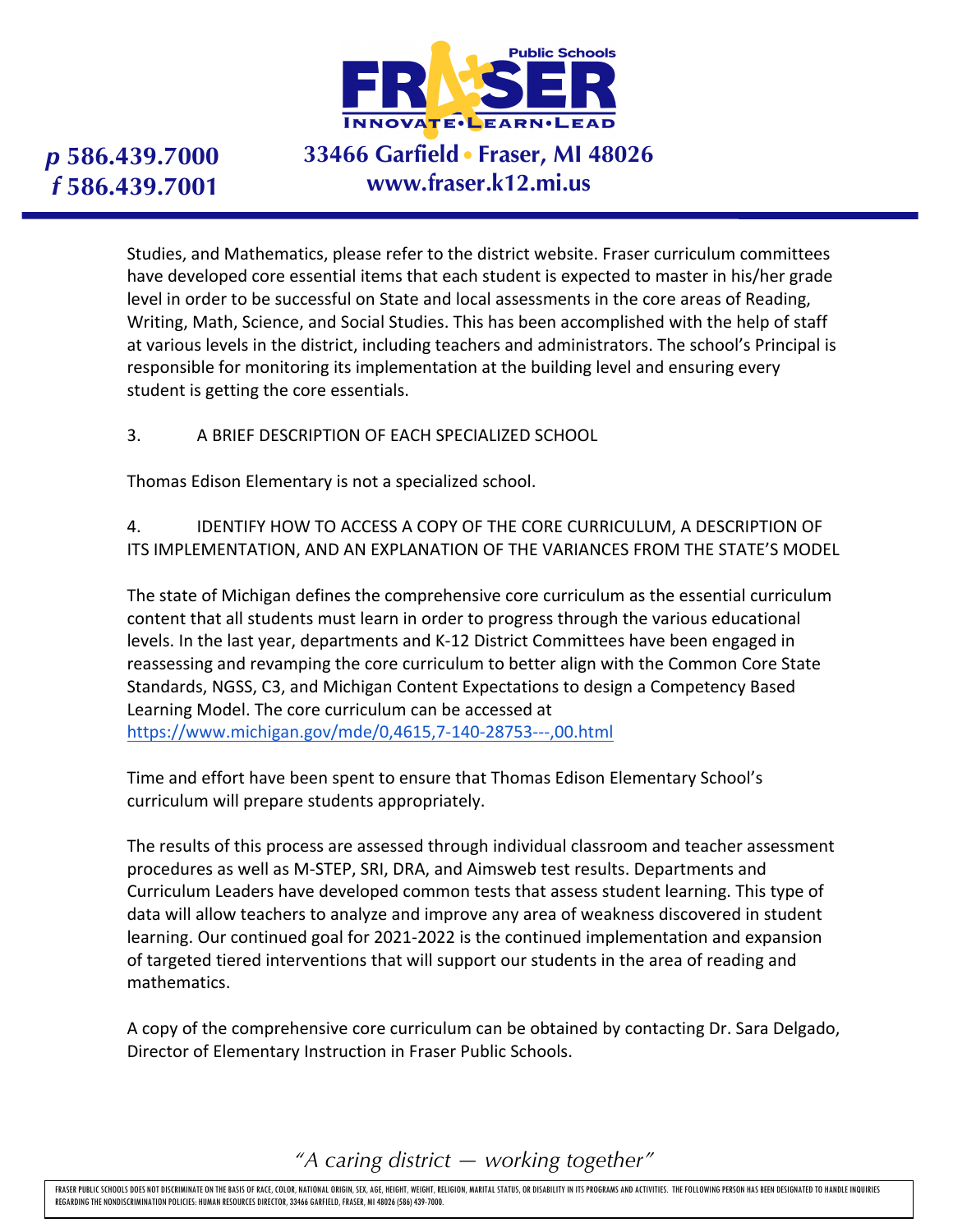Studies, and Mathematics, please refer to the district website. Fraser curriculum committees have developed core essential items that each student is expected to master in his/her grade level in order to be successful on State and local assessments in the core areas of Reading, Writing, Math, Science, and Social Studies. This has been accomplished with the help of staff at various levels in the district, including teachers and administrators. The school's Principal is responsible for monitoring its implementation at the building level and ensuring every student is getting the core essentials.

3. A BRIEF DESCRIPTION OF EACH SPECIALIZED SCHOOL

Thomas Edison Elementary is not a specialized school.

4. IDENTIFY HOW TO ACCESS A COPY OF THE CORE CURRICULUM, A DESCRIPTION OF ITS IMPLEMENTATION, AND AN EXPLANATION OF THE VARIANCES FROM THE STATE'S MODEL

The state of Michigan defines the comprehensive core curriculum as the essential curriculum content that all students must learn in order to progress through the various educational levels. In the last year, departments and K-12 District Committees have been engaged in reassessing and revamping the core curriculum to better align with the Common Core State Standards, NGSS, C3, and Michigan Content Expectations to design a Competency Based Learning Model. The core curriculum can be accessed at https://www.michigan.gov/mde/0,4615,7-140-28753---,00.html

Time and effort have been spent to ensure that Thomas Edison Elementary School's curriculum will prepare students appropriately.

The results of this process are assessed through individual classroom and teacher assessment procedures as well as M-STEP, SRI, DRA, and Aimsweb test results. Departments and Curriculum Leaders have developed common tests that assess student learning. This type of data will allow teachers to analyze and improve any area of weakness discovered in student learning. Our continued goal for 2021-2022 is the continued implementation and expansion of targeted tiered interventions that will support our students in the area of reading and mathematics.

A copy of the comprehensive core curriculum can be obtained by contacting Dr. Sara Delgado, Director of Elementary Instruction in Fraser Public Schools.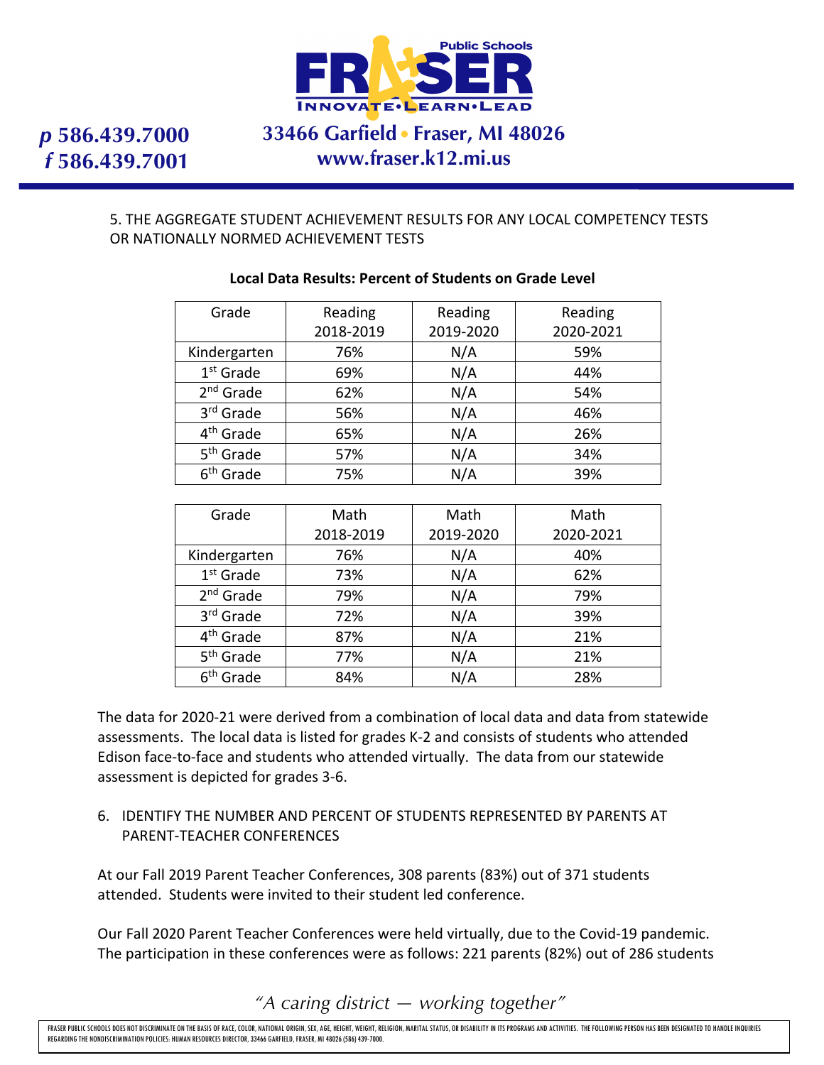5. THE AGGREGATE STUDENT ACHIEVEMENT RESULTS FOR ANY LOCAL COMPETENCY TESTS OR NATIONALLY NORMED ACHIEVEMENT TESTS

**Local Data Results: Percent of Students on Grade Level**

| Grade | Reading 2018-2019 | Reading 2019-2020 | Reading 2020-2021 |
|---|---|---|---|
| Kindergarten | 76% | N/A | 59% |
| 1st Grade | 69% | N/A | 44% |
| 2nd Grade | 62% | N/A | 54% |
| 3rd Grade | 56% | N/A | 46% |
| 4th Grade | 65% | N/A | 26% |
| 5th Grade | 57% | N/A | 34% |
| 6th Grade | 75% | N/A | 39% |

| Grade | Math 2018-2019 | Math 2019-2020 | Math 2020-2021 |
|---|---|---|---|
| Kindergarten | 76% | N/A | 40% |
| 1st Grade | 73% | N/A | 62% |
| 2nd Grade | 79% | N/A | 79% |
| 3rd Grade | 72% | N/A | 39% |
| 4th Grade | 87% | N/A | 21% |
| 5th Grade | 77% | N/A | 21% |
| 6th Grade | 84% | N/A | 28% |

The data for 2020-21 were derived from a combination of local data and data from statewide assessments. The local data is listed for grades K-2 and consists of students who attended Edison face-to-face and students who attended virtually. The data from our statewide assessment is depicted for grades 3-6.

6. IDENTIFY THE NUMBER AND PERCENT OF STUDENTS REPRESENTED BY PARENTS AT PARENT-TEACHER CONFERENCES

At our Fall 2019 Parent Teacher Conferences, 308 parents (83%) out of 371 students attended. Students were invited to their student led conference.

Our Fall 2020 Parent Teacher Conferences were held virtually, due to the Covid-19 pandemic. The participation in these conferences were as follows: 221 parents (82%) out of 286 students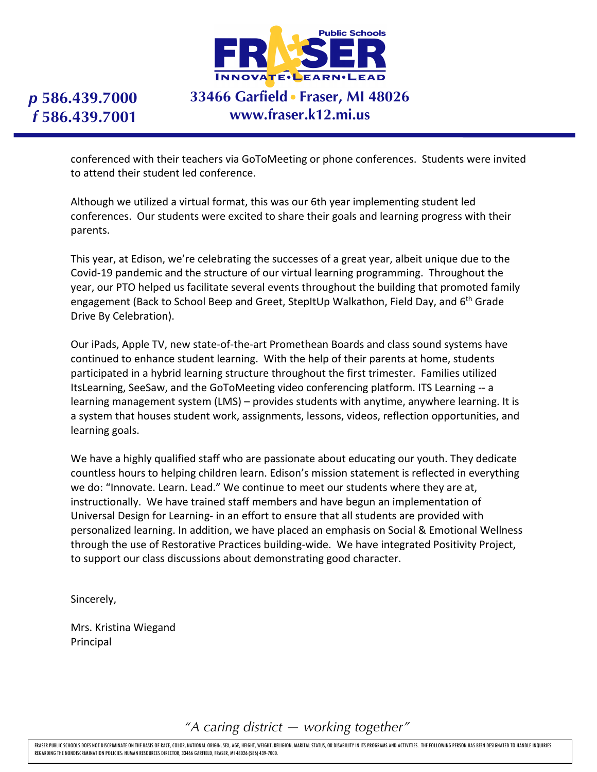conferenced with their teachers via GoToMeeting or phone conferences. Students were invited to attend their student led conference.

Although we utilized a virtual format, this was our 6th year implementing student led conferences. Our students were excited to share their goals and learning progress with their parents.

This year, at Edison, we're celebrating the successes of a great year, albeit unique due to the Covid-19 pandemic and the structure of our virtual learning programming. Throughout the year, our PTO helped us facilitate several events throughout the building that promoted family engagement (Back to School Beep and Greet, StepItUp Walkathon, Field Day, and 6th Grade Drive By Celebration).

Our iPads, Apple TV, new state-of-the-art Promethean Boards and class sound systems have continued to enhance student learning. With the help of their parents at home, students participated in a hybrid learning structure throughout the first trimester. Families utilized ItsLearning, SeeSaw, and the GoToMeeting video conferencing platform. ITS Learning -- a learning management system (LMS) – provides students with anytime, anywhere learning. It is a system that houses student work, assignments, lessons, videos, reflection opportunities, and learning goals.

We have a highly qualified staff who are passionate about educating our youth. They dedicate countless hours to helping children learn. Edison's mission statement is reflected in everything we do: "Innovate. Learn. Lead." We continue to meet our students where they are at, instructionally. We have trained staff members and have begun an implementation of Universal Design for Learning- in an effort to ensure that all students are provided with personalized learning. In addition, we have placed an emphasis on Social & Emotional Wellness through the use of Restorative Practices building-wide. We have integrated Positivity Project, to support our class discussions about demonstrating good character.

Sincerely,

Mrs. Kristina Wiegand
Principal